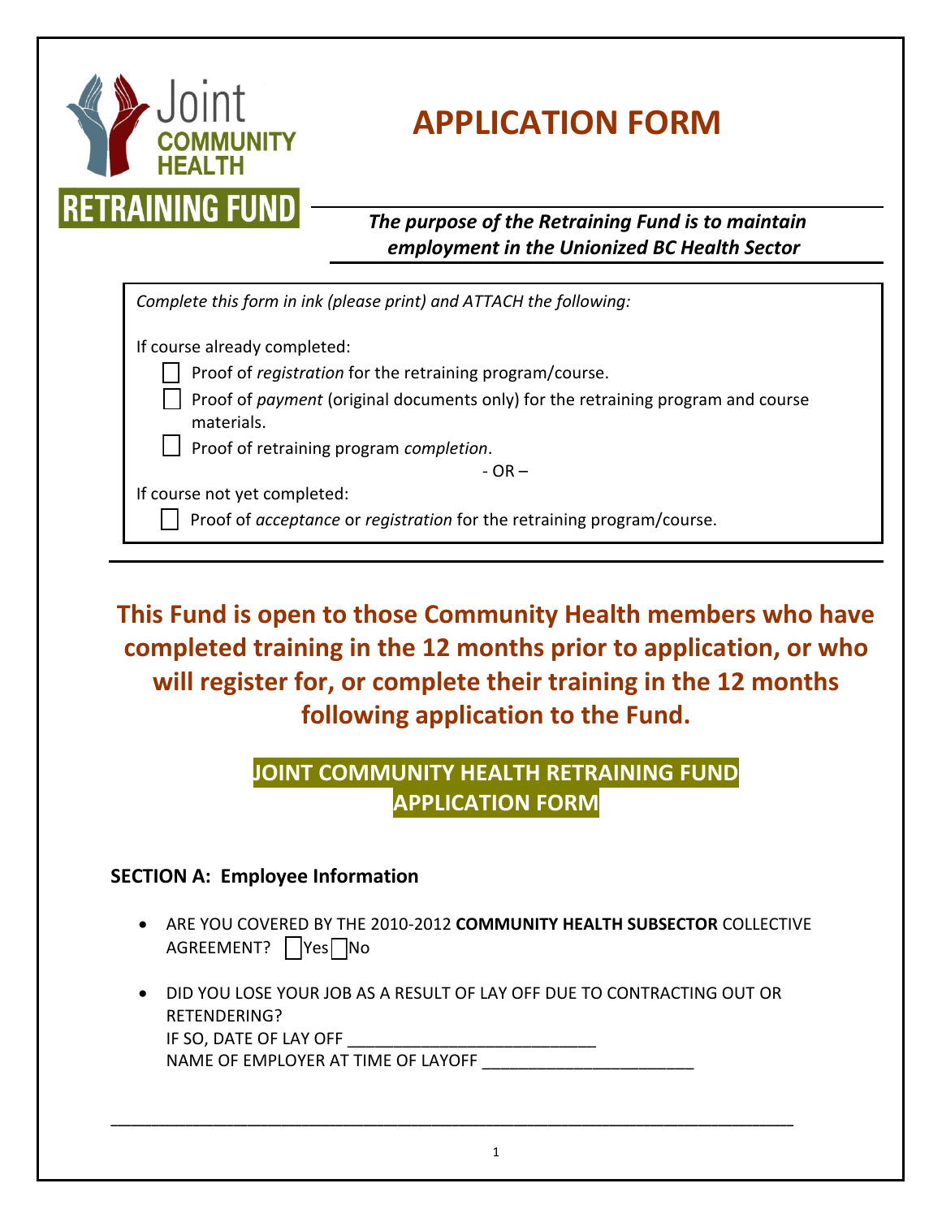Joint COMMUNITY HEALTH RETRAINING FUND

# APPLICATION FORM

***The purpose of the Retraining Fund is to maintain employment in the Unionized BC Health Sector***

*Complete this form in ink (please print) and ATTACH the following:*

If course already completed:

- ☐ Proof of *registration* for the retraining program/course.
- ☐ Proof of *payment* (original documents only) for the retraining program and course materials.
- ☐ Proof of retraining program *completion*.

\- OR –

If course not yet completed:

- ☐ Proof of *acceptance* or *registration* for the retraining program/course.

**This Fund is open to those Community Health members who have completed training in the 12 months prior to application, or who will register for, or complete their training in the 12 months following application to the Fund.**

## JOINT COMMUNITY HEALTH RETRAINING FUND APPLICATION FORM

### SECTION A: Employee Information

- ARE YOU COVERED BY THE 2010-2012 **COMMUNITY HEALTH SUBSECTOR** COLLECTIVE AGREEMENT? ☐Yes ☐No

- DID YOU LOSE YOUR JOB AS A RESULT OF LAY OFF DUE TO CONTRACTING OUT OR RETENDERING?
  IF SO, DATE OF LAY OFF ___________________________
  NAME OF EMPLOYER AT TIME OF LAYOFF _______________________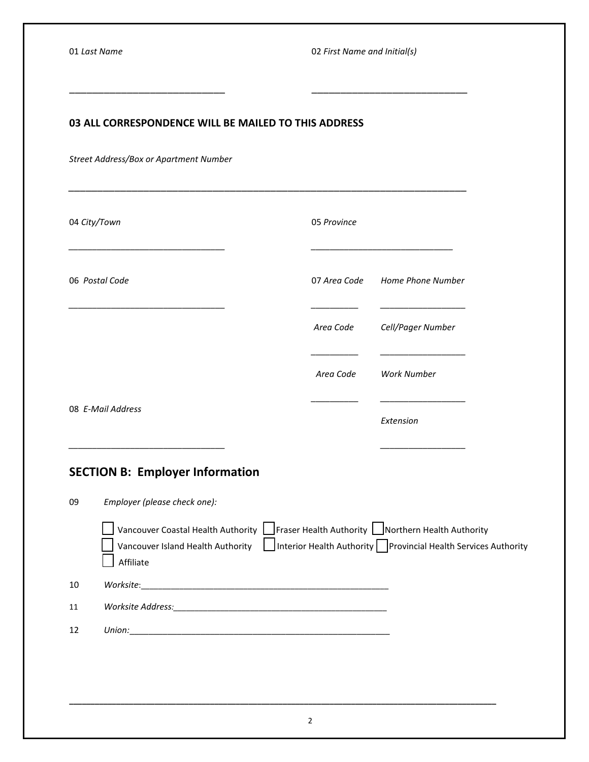01 *Last Name*

02 *First Name and Initial(s)*

**03 ALL CORRESPONDENCE WILL BE MAILED TO THIS ADDRESS**

*Street Address/Box or Apartment Number*

04 *City/Town*

05 *Province*

06 *Postal Code*

07 *Area Code* *Home Phone Number*

*Area Code* *Cell/Pager Number*

*Area Code* *Work Number*

*Extension*

08 *E-Mail Address*

## SECTION B: Employer Information

09 *Employer (please check one):*

- ☐ Vancouver Coastal Health Authority
- ☐ Fraser Health Authority
- ☐ Northern Health Authority
- ☐ Vancouver Island Health Authority
- ☐ Interior Health Authority
- ☐ Provincial Health Services Authority
- ☐ Affiliate

10 *Worksite:*______________________________________________________

11 *Worksite Address:*_______________________________________________

12 *Union:*________________________________________________________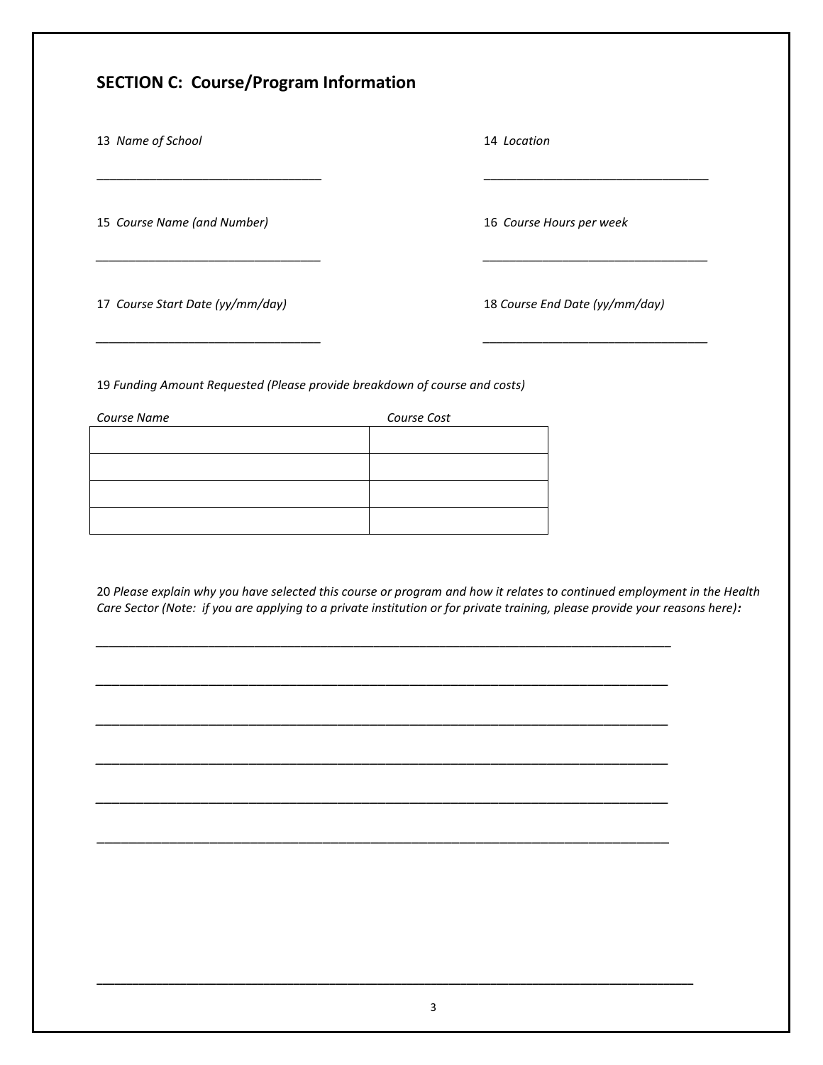## SECTION C: Course/Program Information

13 *Name of School*

_________________________________

14 *Location*

_________________________________

15 *Course Name (and Number)*

_________________________________

16 *Course Hours per week*

_________________________________

17 *Course Start Date (yy/mm/day)*

_________________________________

18 *Course End Date (yy/mm/day)*

_________________________________

19 *Funding Amount Requested (Please provide breakdown of course and costs)*

| *Course Name* | *Course Cost* |
| --- | --- |
| | |
| | |
| | |
| | |

20 *Please explain why you have selected this course or program and how it relates to continued employment in the Health Care Sector (Note: if you are applying to a private institution or for private training, please provide your reasons here)*:

_____________________________________________________________________________________

_____________________________________________________________________________________

_____________________________________________________________________________________

_____________________________________________________________________________________

_____________________________________________________________________________________

_____________________________________________________________________________________

_____________________________________________________________________________________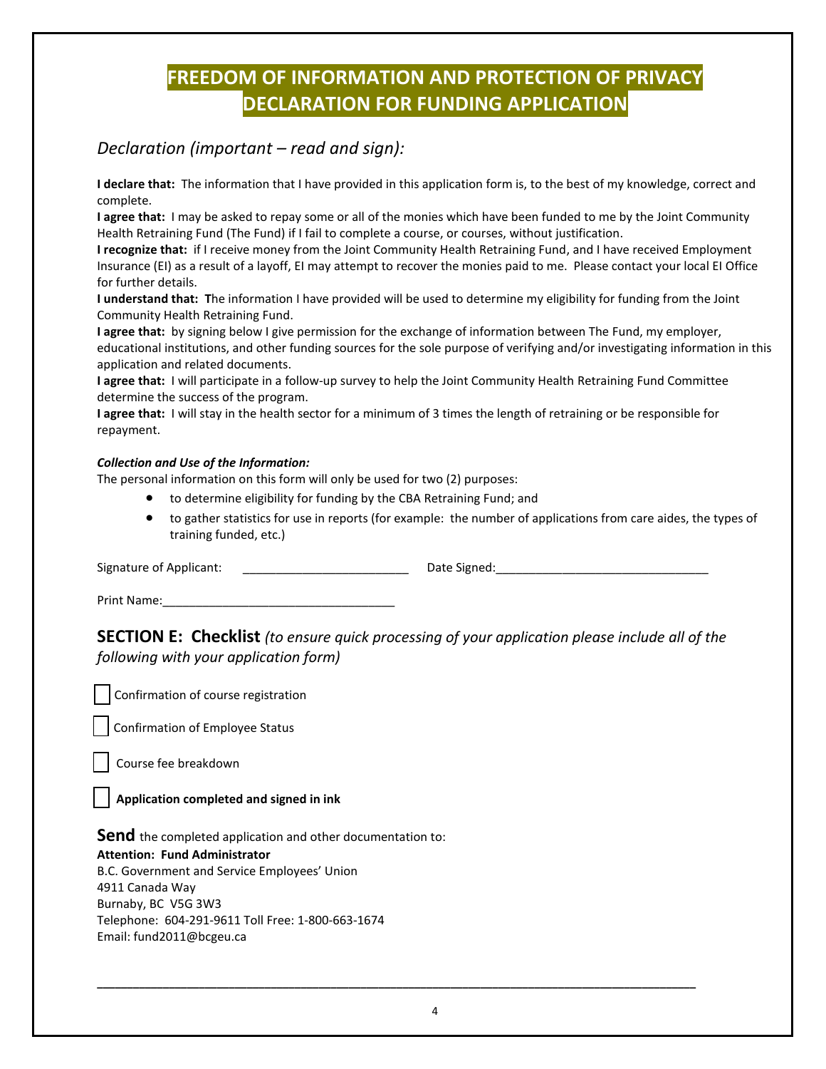# FREEDOM OF INFORMATION AND PROTECTION OF PRIVACY DECLARATION FOR FUNDING APPLICATION

## *Declaration (important – read and sign):*

**I declare that:** The information that I have provided in this application form is, to the best of my knowledge, correct and complete.

**I agree that:** I may be asked to repay some or all of the monies which have been funded to me by the Joint Community Health Retraining Fund (The Fund) if I fail to complete a course, or courses, without justification.

**I recognize that:** if I receive money from the Joint Community Health Retraining Fund, and I have received Employment Insurance (EI) as a result of a layoff, EI may attempt to recover the monies paid to me. Please contact your local EI Office for further details.

**I understand that: T**he information I have provided will be used to determine my eligibility for funding from the Joint Community Health Retraining Fund.

**I agree that:** by signing below I give permission for the exchange of information between The Fund, my employer, educational institutions, and other funding sources for the sole purpose of verifying and/or investigating information in this application and related documents.

**I agree that:** I will participate in a follow-up survey to help the Joint Community Health Retraining Fund Committee determine the success of the program.

**I agree that:** I will stay in the health sector for a minimum of 3 times the length of retraining or be responsible for repayment.

***Collection and Use of the Information:***

The personal information on this form will only be used for two (2) purposes:

- to determine eligibility for funding by the CBA Retraining Fund; and
- to gather statistics for use in reports (for example: the number of applications from care aides, the types of training funded, etc.)

Signature of Applicant: _________________________ Date Signed:________________________________

Print Name:__________________________________

## SECTION E: Checklist *(to ensure quick processing of your application please include all of the following with your application form)*

- ☐ Confirmation of course registration
- ☐ Confirmation of Employee Status
- ☐ Course fee breakdown
- ☐ **Application completed and signed in ink**

**Send** the completed application and other documentation to:

**Attention: Fund Administrator**
B.C. Government and Service Employees' Union
4911 Canada Way
Burnaby, BC V5G 3W3
Telephone: 604-291-9611 Toll Free: 1-800-663-1674
Email: fund2011@bcgeu.ca